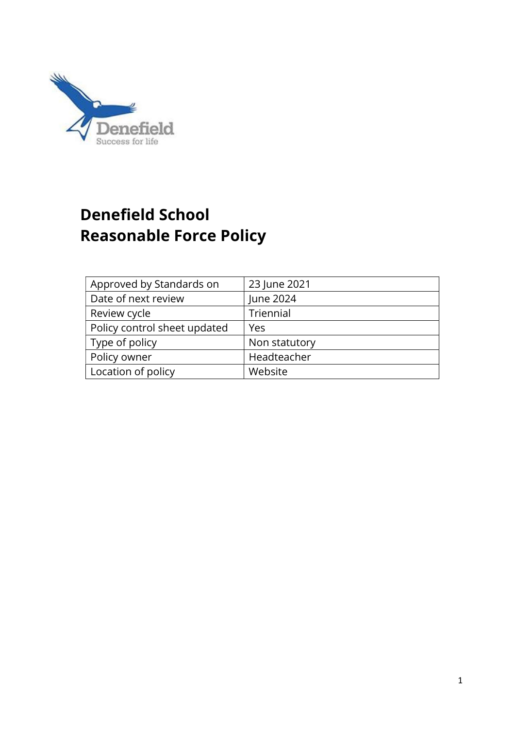# Denefield School
# Reasonable Force Policy

| | |
|---|---|
| Approved by Standards on | 23 June 2021 |
| Date of next review | June 2024 |
| Review cycle | Triennial |
| Policy control sheet updated | Yes |
| Type of policy | Non statutory |
| Policy owner | Headteacher |
| Location of policy | Website |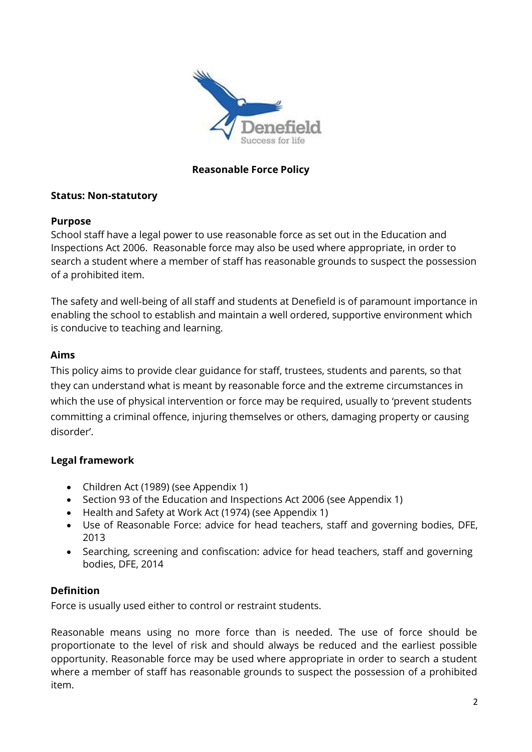# Reasonable Force Policy

**Status: Non-statutory**

**Purpose**

School staff have a legal power to use reasonable force as set out in the Education and Inspections Act 2006. Reasonable force may also be used where appropriate, in order to search a student where a member of staff has reasonable grounds to suspect the possession of a prohibited item.

The safety and well-being of all staff and students at Denefield is of paramount importance in enabling the school to establish and maintain a well ordered, supportive environment which is conducive to teaching and learning.

**Aims**

This policy aims to provide clear guidance for staff, trustees, students and parents, so that they can understand what is meant by reasonable force and the extreme circumstances in which the use of physical intervention or force may be required, usually to 'prevent students committing a criminal offence, injuring themselves or others, damaging property or causing disorder'.

**Legal framework**

- Children Act (1989) (see Appendix 1)
- Section 93 of the Education and Inspections Act 2006 (see Appendix 1)
- Health and Safety at Work Act (1974) (see Appendix 1)
- Use of Reasonable Force: advice for head teachers, staff and governing bodies, DFE, 2013
- Searching, screening and confiscation: advice for head teachers, staff and governing bodies, DFE, 2014

**Definition**

Force is usually used either to control or restraint students.

Reasonable means using no more force than is needed. The use of force should be proportionate to the level of risk and should always be reduced and the earliest possible opportunity. Reasonable force may be used where appropriate in order to search a student where a member of staff has reasonable grounds to suspect the possession of a prohibited item.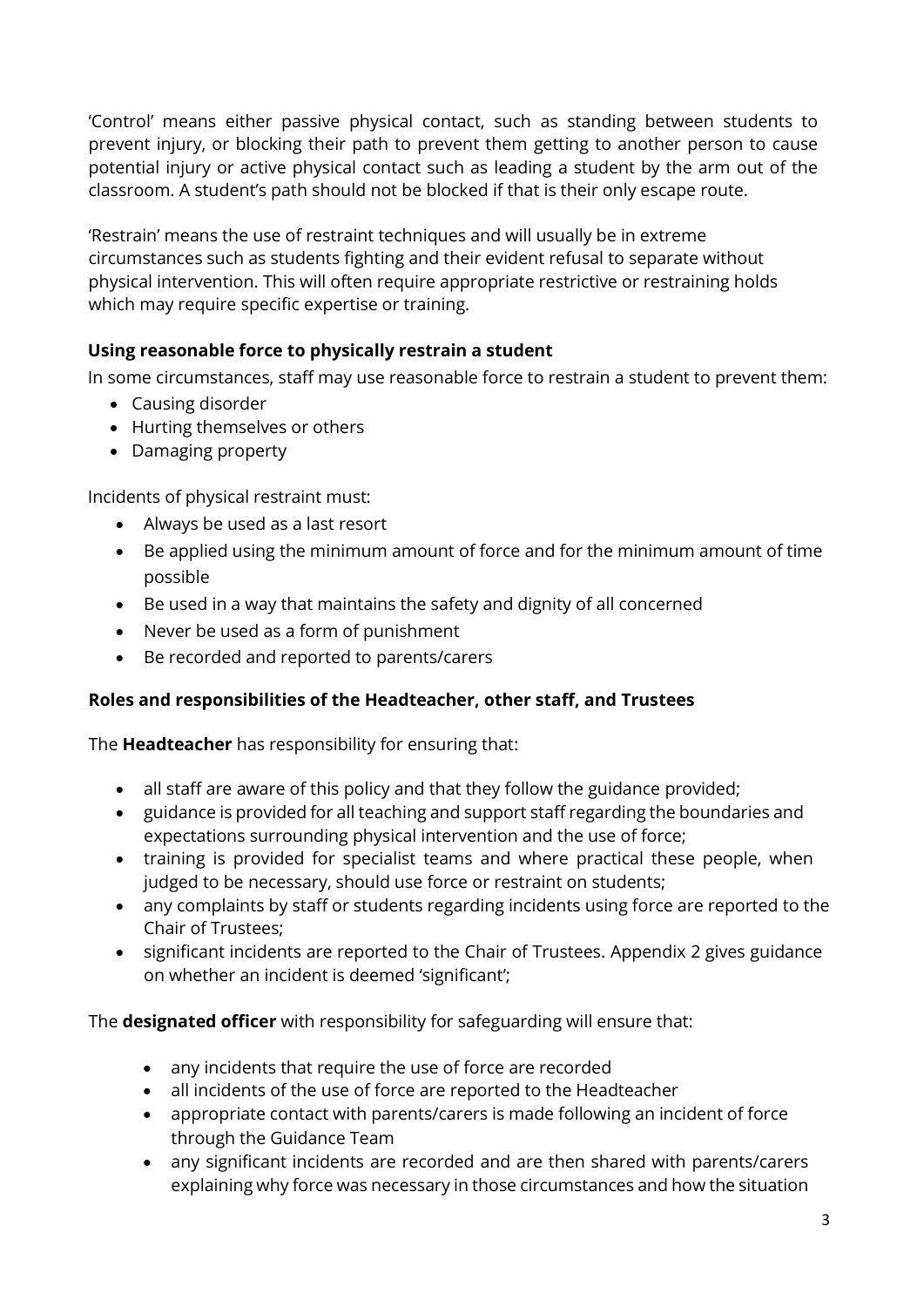'Control' means either passive physical contact, such as standing between students to prevent injury, or blocking their path to prevent them getting to another person to cause potential injury or active physical contact such as leading a student by the arm out of the classroom. A student's path should not be blocked if that is their only escape route.

'Restrain' means the use of restraint techniques and will usually be in extreme circumstances such as students fighting and their evident refusal to separate without physical intervention. This will often require appropriate restrictive or restraining holds which may require specific expertise or training.

### Using reasonable force to physically restrain a student

In some circumstances, staff may use reasonable force to restrain a student to prevent them:

- Causing disorder
- Hurting themselves or others
- Damaging property

Incidents of physical restraint must:

- Always be used as a last resort
- Be applied using the minimum amount of force and for the minimum amount of time possible
- Be used in a way that maintains the safety and dignity of all concerned
- Never be used as a form of punishment
- Be recorded and reported to parents/carers

### Roles and responsibilities of the Headteacher, other staff, and Trustees

The **Headteacher** has responsibility for ensuring that:

- all staff are aware of this policy and that they follow the guidance provided;
- guidance is provided for all teaching and support staff regarding the boundaries and expectations surrounding physical intervention and the use of force;
- training is provided for specialist teams and where practical these people, when judged to be necessary, should use force or restraint on students;
- any complaints by staff or students regarding incidents using force are reported to the Chair of Trustees;
- significant incidents are reported to the Chair of Trustees. Appendix 2 gives guidance on whether an incident is deemed 'significant';

The **designated officer** with responsibility for safeguarding will ensure that:

- any incidents that require the use of force are recorded
- all incidents of the use of force are reported to the Headteacher
- appropriate contact with parents/carers is made following an incident of force through the Guidance Team
- any significant incidents are recorded and are then shared with parents/carers explaining why force was necessary in those circumstances and how the situation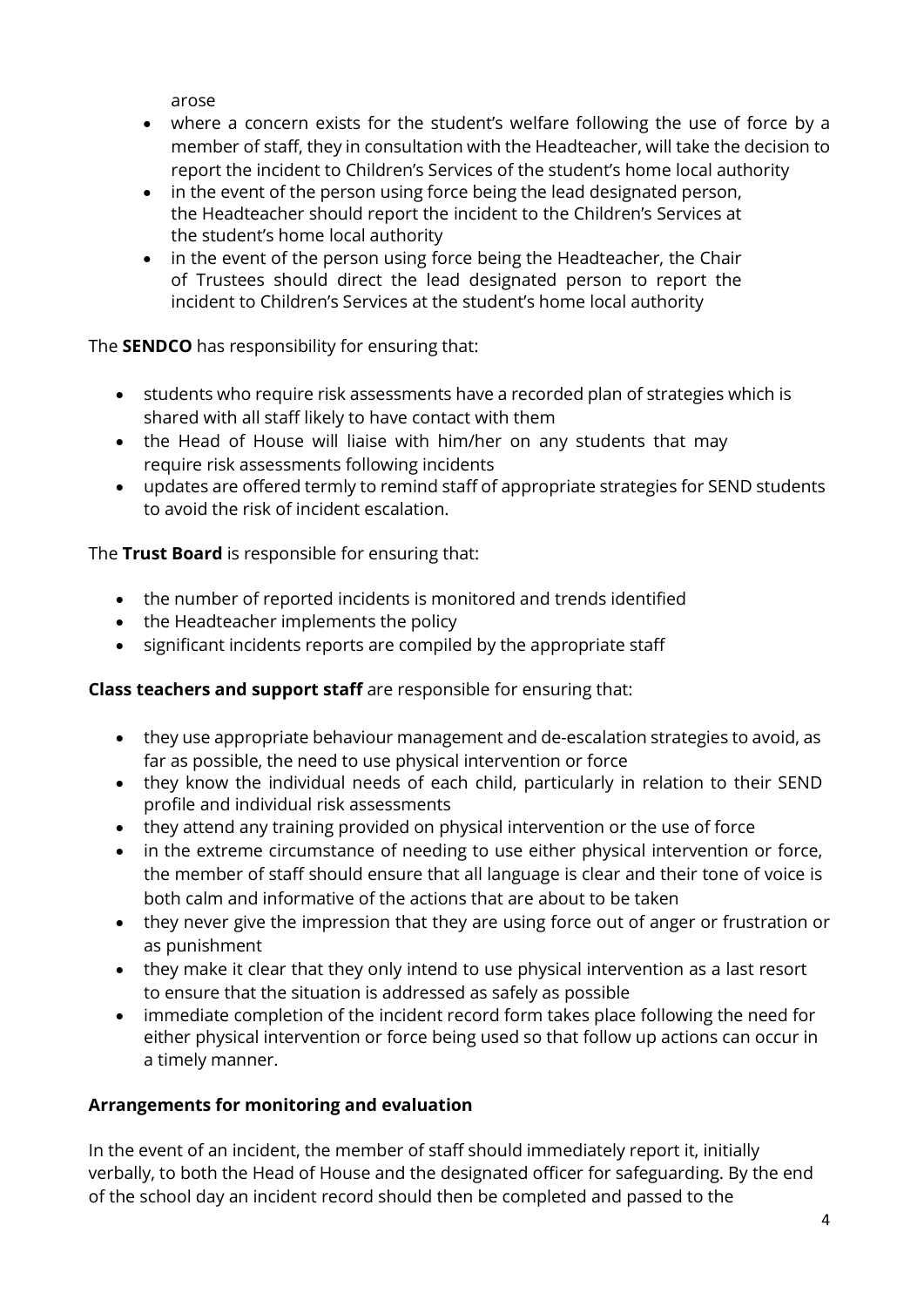arose

- where a concern exists for the student's welfare following the use of force by a member of staff, they in consultation with the Headteacher, will take the decision to report the incident to Children's Services of the student's home local authority
- in the event of the person using force being the lead designated person, the Headteacher should report the incident to the Children's Services at the student's home local authority
- in the event of the person using force being the Headteacher, the Chair of Trustees should direct the lead designated person to report the incident to Children's Services at the student's home local authority

The **SENDCO** has responsibility for ensuring that:

- students who require risk assessments have a recorded plan of strategies which is shared with all staff likely to have contact with them
- the Head of House will liaise with him/her on any students that may require risk assessments following incidents
- updates are offered termly to remind staff of appropriate strategies for SEND students to avoid the risk of incident escalation.

The **Trust Board** is responsible for ensuring that:

- the number of reported incidents is monitored and trends identified
- the Headteacher implements the policy
- significant incidents reports are compiled by the appropriate staff

**Class teachers and support staff** are responsible for ensuring that:

- they use appropriate behaviour management and de-escalation strategies to avoid, as far as possible, the need to use physical intervention or force
- they know the individual needs of each child, particularly in relation to their SEND profile and individual risk assessments
- they attend any training provided on physical intervention or the use of force
- in the extreme circumstance of needing to use either physical intervention or force, the member of staff should ensure that all language is clear and their tone of voice is both calm and informative of the actions that are about to be taken
- they never give the impression that they are using force out of anger or frustration or as punishment
- they make it clear that they only intend to use physical intervention as a last resort to ensure that the situation is addressed as safely as possible
- immediate completion of the incident record form takes place following the need for either physical intervention or force being used so that follow up actions can occur in a timely manner.

**Arrangements for monitoring and evaluation**

In the event of an incident, the member of staff should immediately report it, initially verbally, to both the Head of House and the designated officer for safeguarding. By the end of the school day an incident record should then be completed and passed to the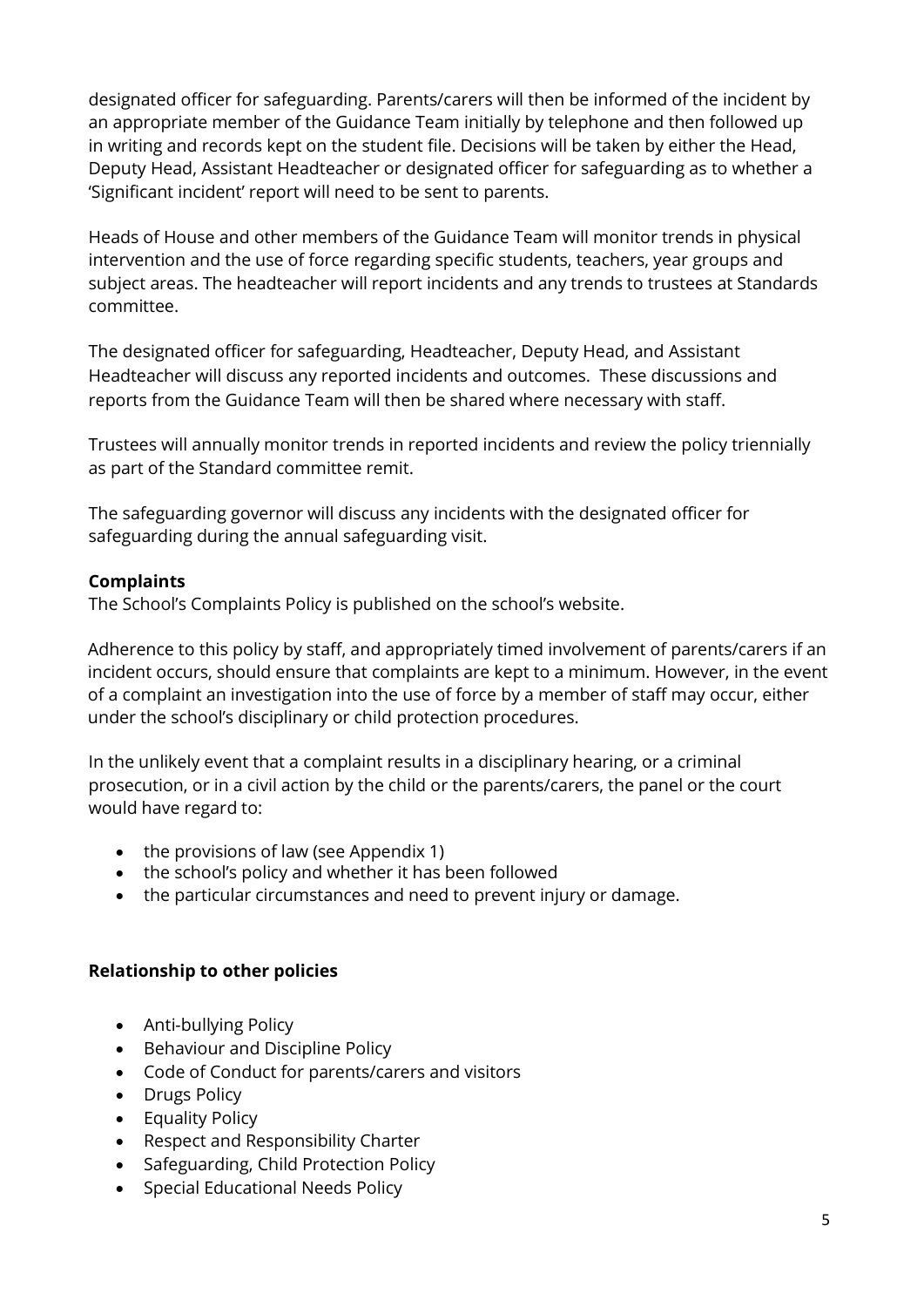designated officer for safeguarding. Parents/carers will then be informed of the incident by an appropriate member of the Guidance Team initially by telephone and then followed up in writing and records kept on the student file. Decisions will be taken by either the Head, Deputy Head, Assistant Headteacher or designated officer for safeguarding as to whether a 'Significant incident' report will need to be sent to parents.

Heads of House and other members of the Guidance Team will monitor trends in physical intervention and the use of force regarding specific students, teachers, year groups and subject areas. The headteacher will report incidents and any trends to trustees at Standards committee.

The designated officer for safeguarding, Headteacher, Deputy Head, and Assistant Headteacher will discuss any reported incidents and outcomes. These discussions and reports from the Guidance Team will then be shared where necessary with staff.

Trustees will annually monitor trends in reported incidents and review the policy triennially as part of the Standard committee remit.

The safeguarding governor will discuss any incidents with the designated officer for safeguarding during the annual safeguarding visit.

**Complaints**

The School's Complaints Policy is published on the school's website.

Adherence to this policy by staff, and appropriately timed involvement of parents/carers if an incident occurs, should ensure that complaints are kept to a minimum. However, in the event of a complaint an investigation into the use of force by a member of staff may occur, either under the school's disciplinary or child protection procedures.

In the unlikely event that a complaint results in a disciplinary hearing, or a criminal prosecution, or in a civil action by the child or the parents/carers, the panel or the court would have regard to:

- the provisions of law (see Appendix 1)
- the school's policy and whether it has been followed
- the particular circumstances and need to prevent injury or damage.

**Relationship to other policies**

- Anti-bullying Policy
- Behaviour and Discipline Policy
- Code of Conduct for parents/carers and visitors
- Drugs Policy
- Equality Policy
- Respect and Responsibility Charter
- Safeguarding, Child Protection Policy
- Special Educational Needs Policy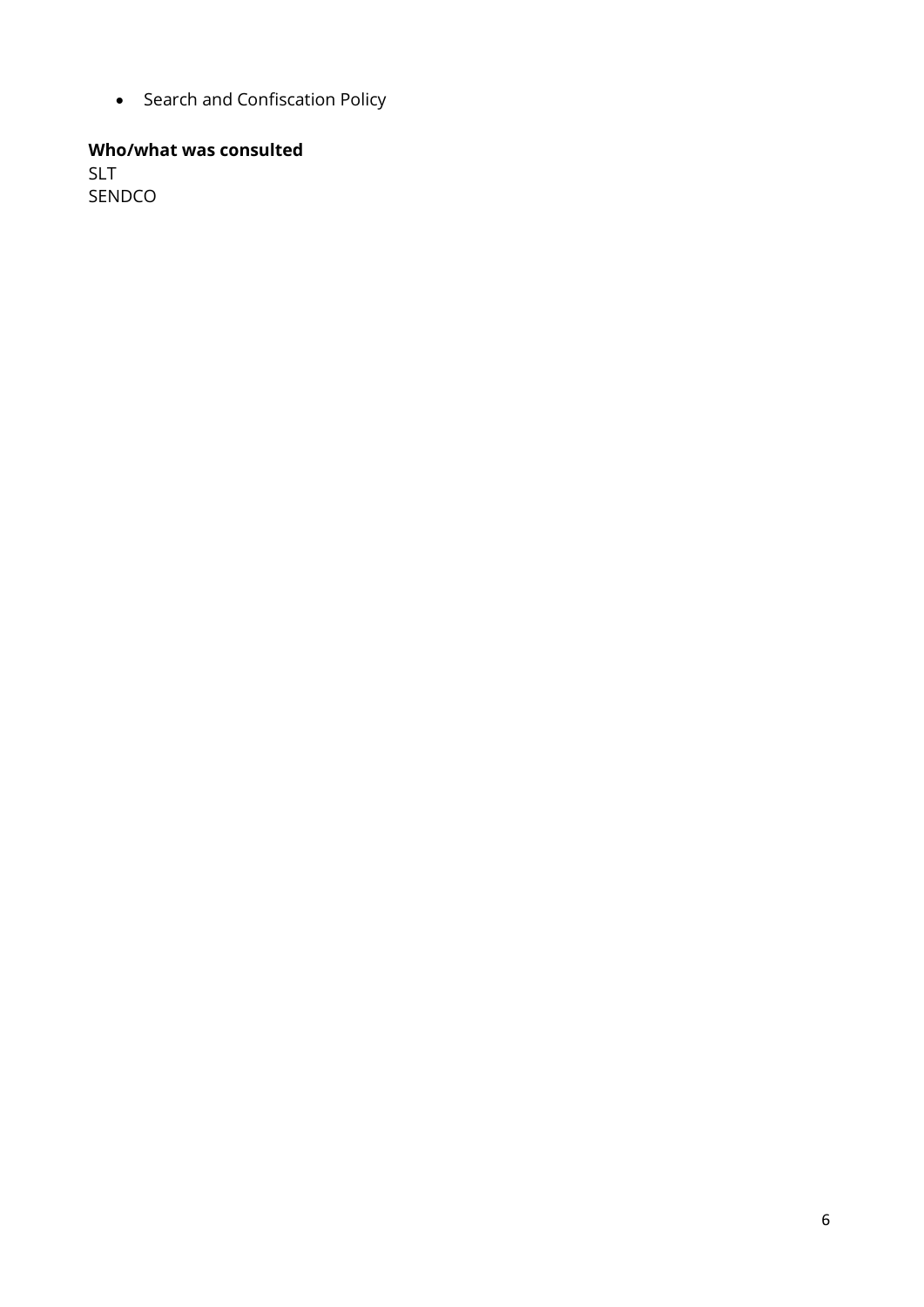- Search and Confiscation Policy

**Who/what was consulted**
SLT
SENDCO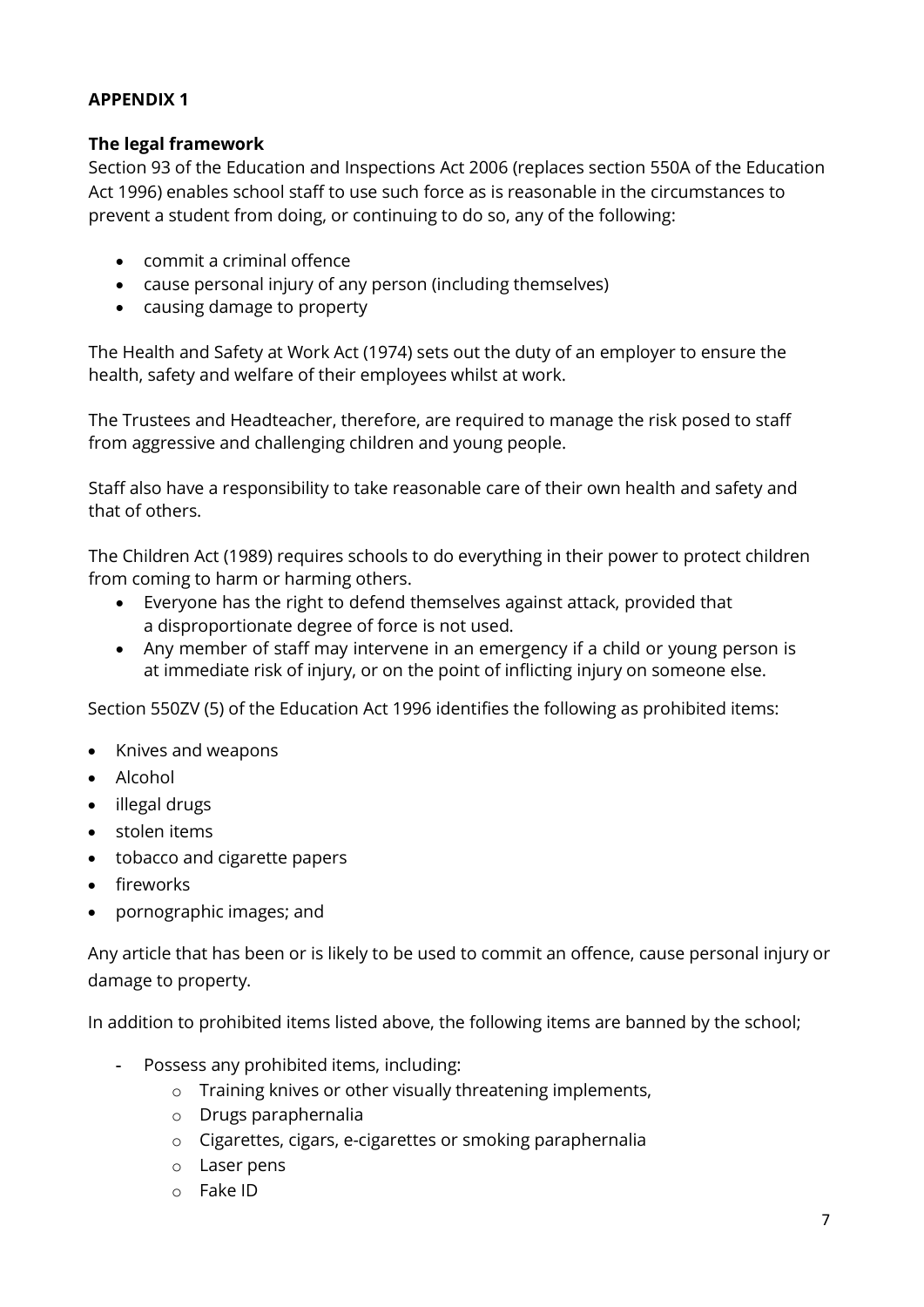**APPENDIX 1**

**The legal framework**

Section 93 of the Education and Inspections Act 2006 (replaces section 550A of the Education Act 1996) enables school staff to use such force as is reasonable in the circumstances to prevent a student from doing, or continuing to do so, any of the following:

- commit a criminal offence
- cause personal injury of any person (including themselves)
- causing damage to property

The Health and Safety at Work Act (1974) sets out the duty of an employer to ensure the health, safety and welfare of their employees whilst at work.

The Trustees and Headteacher, therefore, are required to manage the risk posed to staff from aggressive and challenging children and young people.

Staff also have a responsibility to take reasonable care of their own health and safety and that of others.

The Children Act (1989) requires schools to do everything in their power to protect children from coming to harm or harming others.

- Everyone has the right to defend themselves against attack, provided that a disproportionate degree of force is not used.
- Any member of staff may intervene in an emergency if a child or young person is at immediate risk of injury, or on the point of inflicting injury on someone else.

Section 550ZV (5) of the Education Act 1996 identifies the following as prohibited items:

- Knives and weapons
- Alcohol
- illegal drugs
- stolen items
- tobacco and cigarette papers
- fireworks
- pornographic images; and

Any article that has been or is likely to be used to commit an offence, cause personal injury or damage to property.

In addition to prohibited items listed above, the following items are banned by the school;

- Possess any prohibited items, including:
  - Training knives or other visually threatening implements,
  - Drugs paraphernalia
  - Cigarettes, cigars, e-cigarettes or smoking paraphernalia
  - Laser pens
  - Fake ID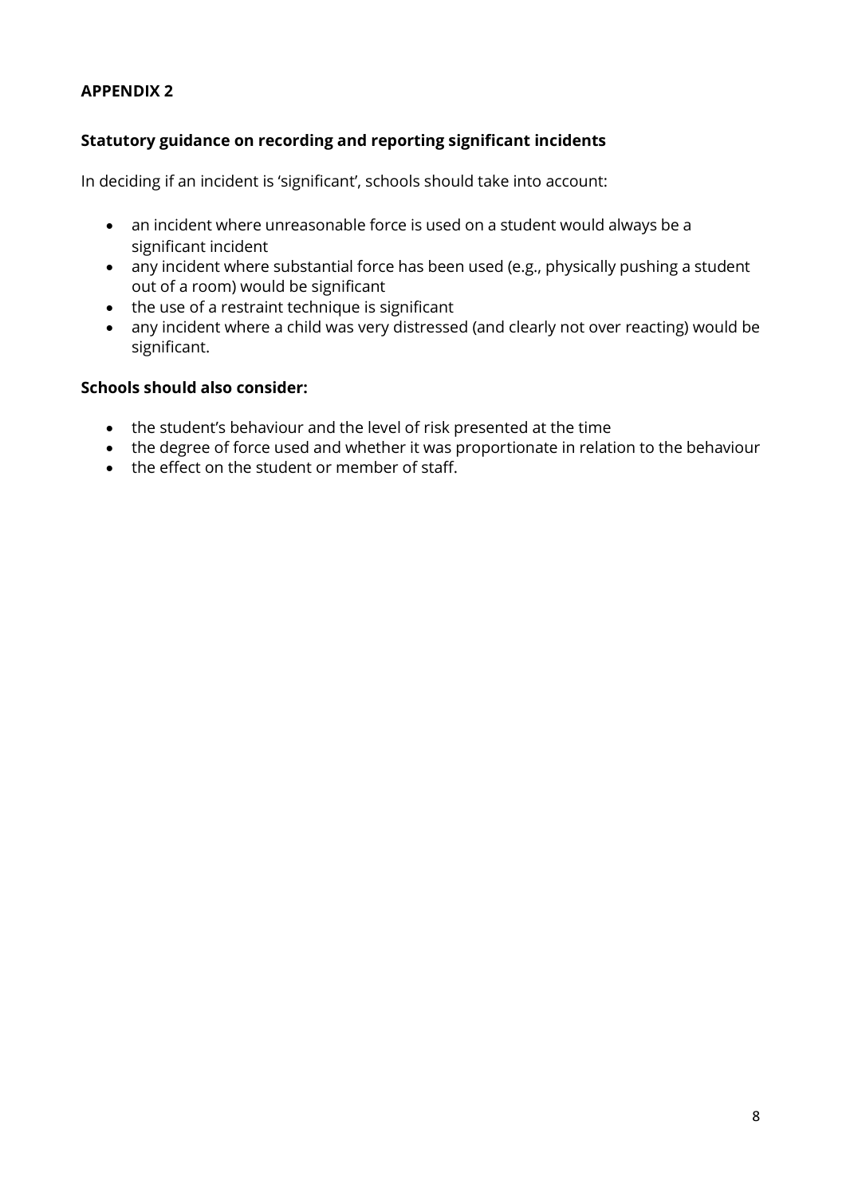## APPENDIX 2

### Statutory guidance on recording and reporting significant incidents

In deciding if an incident is 'significant', schools should take into account:

- an incident where unreasonable force is used on a student would always be a significant incident
- any incident where substantial force has been used (e.g., physically pushing a student out of a room) would be significant
- the use of a restraint technique is significant
- any incident where a child was very distressed (and clearly not over reacting) would be significant.

**Schools should also consider:**

- the student's behaviour and the level of risk presented at the time
- the degree of force used and whether it was proportionate in relation to the behaviour
- the effect on the student or member of staff.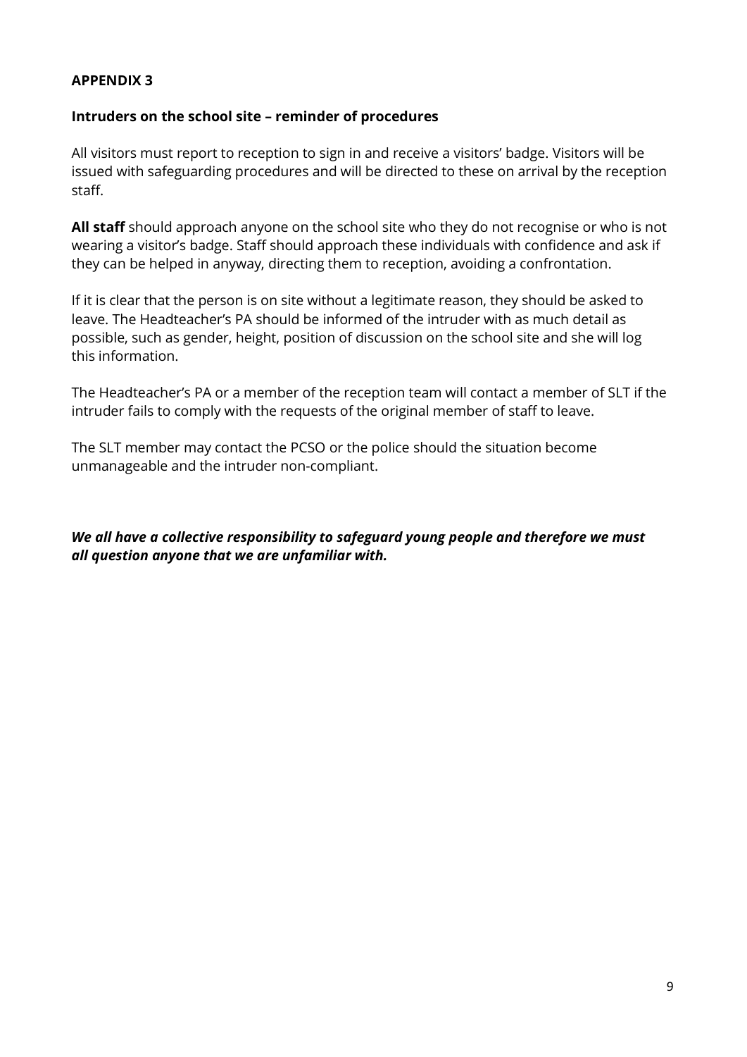**APPENDIX 3**

**Intruders on the school site – reminder of procedures**

All visitors must report to reception to sign in and receive a visitors' badge. Visitors will be issued with safeguarding procedures and will be directed to these on arrival by the reception staff.

**All staff** should approach anyone on the school site who they do not recognise or who is not wearing a visitor's badge. Staff should approach these individuals with confidence and ask if they can be helped in anyway, directing them to reception, avoiding a confrontation.

If it is clear that the person is on site without a legitimate reason, they should be asked to leave. The Headteacher's PA should be informed of the intruder with as much detail as possible, such as gender, height, position of discussion on the school site and she will log this information.

The Headteacher's PA or a member of the reception team will contact a member of SLT if the intruder fails to comply with the requests of the original member of staff to leave.

The SLT member may contact the PCSO or the police should the situation become unmanageable and the intruder non-compliant.

***We all have a collective responsibility to safeguard young people and therefore we must all question anyone that we are unfamiliar with.***